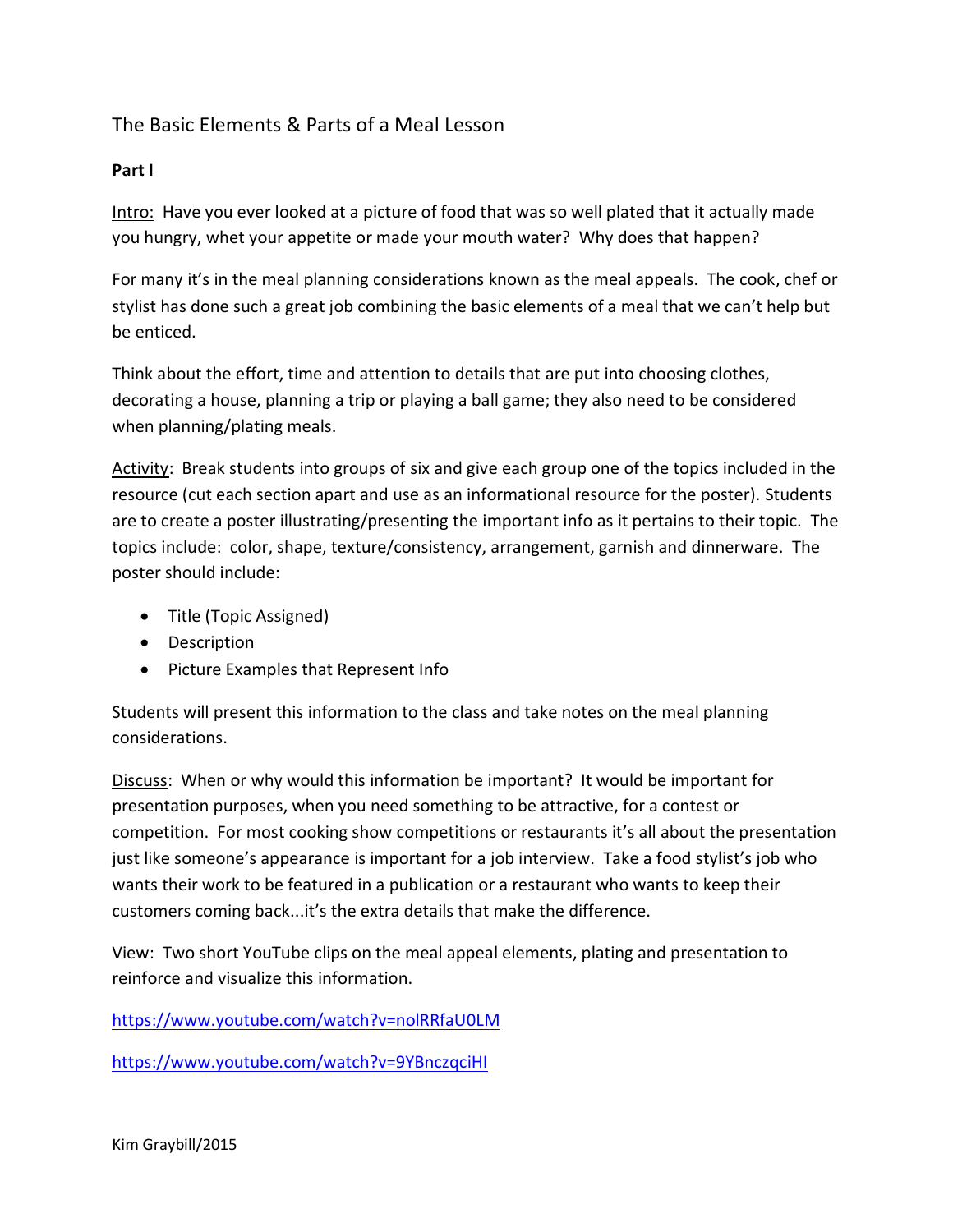# The Basic Elements & Parts of a Meal Lesson

**Part I**

Intro: Have you ever looked at a picture of food that was so well plated that it actually made you hungry, whet your appetite or made your mouth water? Why does that happen?

For many it's in the meal planning considerations known as the meal appeals. The cook, chef or stylist has done such a great job combining the basic elements of a meal that we can't help but be enticed.

Think about the effort, time and attention to details that are put into choosing clothes, decorating a house, planning a trip or playing a ball game; they also need to be considered when planning/plating meals.

Activity: Break students into groups of six and give each group one of the topics included in the resource (cut each section apart and use as an informational resource for the poster). Students are to create a poster illustrating/presenting the important info as it pertains to their topic. The topics include: color, shape, texture/consistency, arrangement, garnish and dinnerware. The poster should include:

- Title (Topic Assigned)
- Description
- Picture Examples that Represent Info

Students will present this information to the class and take notes on the meal planning considerations.

Discuss: When or why would this information be important? It would be important for presentation purposes, when you need something to be attractive, for a contest or competition. For most cooking show competitions or restaurants it's all about the presentation just like someone's appearance is important for a job interview. Take a food stylist's job who wants their work to be featured in a publication or a restaurant who wants to keep their customers coming back...it's the extra details that make the difference.

View: Two short YouTube clips on the meal appeal elements, plating and presentation to reinforce and visualize this information.

https://www.youtube.com/watch?v=nolRRfaU0LM

https://www.youtube.com/watch?v=9YBnczqciHI

Kim Graybill/2015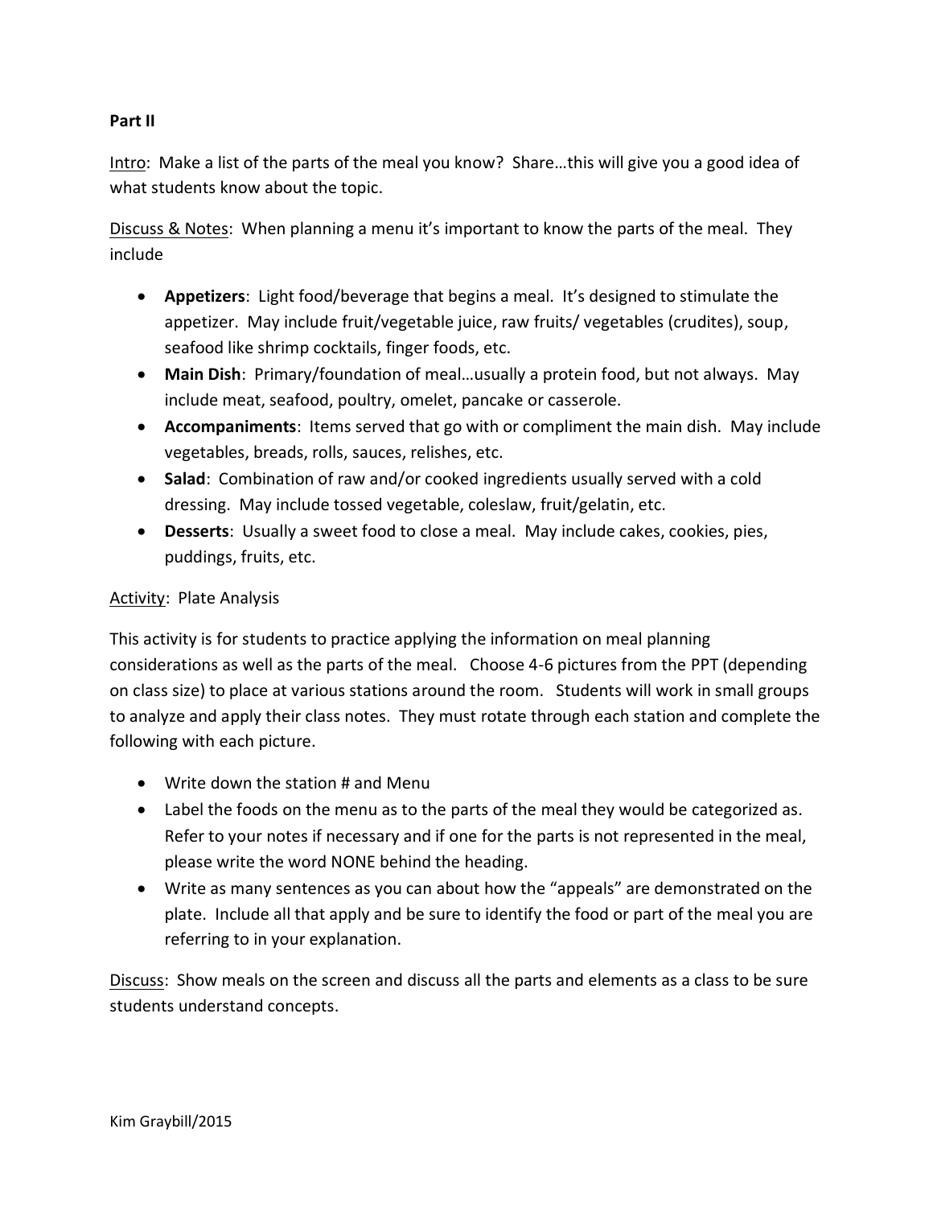**Part II**

Intro: Make a list of the parts of the meal you know? Share…this will give you a good idea of what students know about the topic.

Discuss & Notes: When planning a menu it's important to know the parts of the meal. They include

- **Appetizers**: Light food/beverage that begins a meal. It's designed to stimulate the appetizer. May include fruit/vegetable juice, raw fruits/ vegetables (crudites), soup, seafood like shrimp cocktails, finger foods, etc.
- **Main Dish**: Primary/foundation of meal…usually a protein food, but not always. May include meat, seafood, poultry, omelet, pancake or casserole.
- **Accompaniments**: Items served that go with or compliment the main dish. May include vegetables, breads, rolls, sauces, relishes, etc.
- **Salad**: Combination of raw and/or cooked ingredients usually served with a cold dressing. May include tossed vegetable, coleslaw, fruit/gelatin, etc.
- **Desserts**: Usually a sweet food to close a meal. May include cakes, cookies, pies, puddings, fruits, etc.

Activity: Plate Analysis

This activity is for students to practice applying the information on meal planning considerations as well as the parts of the meal. Choose 4-6 pictures from the PPT (depending on class size) to place at various stations around the room. Students will work in small groups to analyze and apply their class notes. They must rotate through each station and complete the following with each picture.

- Write down the station # and Menu
- Label the foods on the menu as to the parts of the meal they would be categorized as. Refer to your notes if necessary and if one for the parts is not represented in the meal, please write the word NONE behind the heading.
- Write as many sentences as you can about how the "appeals" are demonstrated on the plate. Include all that apply and be sure to identify the food or part of the meal you are referring to in your explanation.

Discuss: Show meals on the screen and discuss all the parts and elements as a class to be sure students understand concepts.

Kim Graybill/2015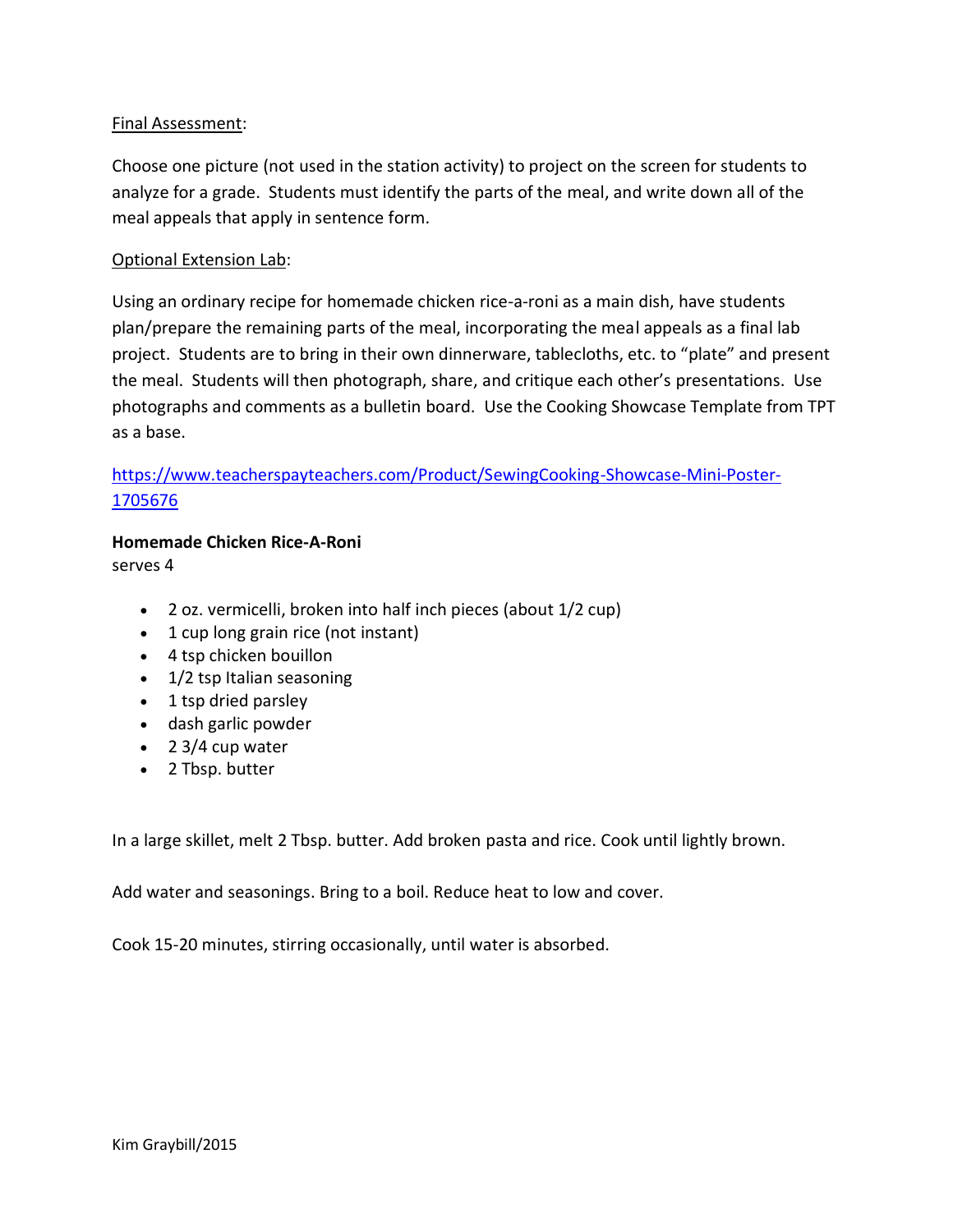Final Assessment:

Choose one picture (not used in the station activity) to project on the screen for students to analyze for a grade. Students must identify the parts of the meal, and write down all of the meal appeals that apply in sentence form.

Optional Extension Lab:

Using an ordinary recipe for homemade chicken rice-a-roni as a main dish, have students plan/prepare the remaining parts of the meal, incorporating the meal appeals as a final lab project. Students are to bring in their own dinnerware, tablecloths, etc. to "plate" and present the meal. Students will then photograph, share, and critique each other's presentations. Use photographs and comments as a bulletin board. Use the Cooking Showcase Template from TPT as a base.

https://www.teacherspayteachers.com/Product/SewingCooking-Showcase-Mini-Poster-1705676

**Homemade Chicken Rice-A-Roni**
serves 4

- 2 oz. vermicelli, broken into half inch pieces (about 1/2 cup)
- 1 cup long grain rice (not instant)
- 4 tsp chicken bouillon
- 1/2 tsp Italian seasoning
- 1 tsp dried parsley
- dash garlic powder
- 2 3/4 cup water
- 2 Tbsp. butter

In a large skillet, melt 2 Tbsp. butter. Add broken pasta and rice. Cook until lightly brown.

Add water and seasonings. Bring to a boil. Reduce heat to low and cover.

Cook 15-20 minutes, stirring occasionally, until water is absorbed.

Kim Graybill/2015